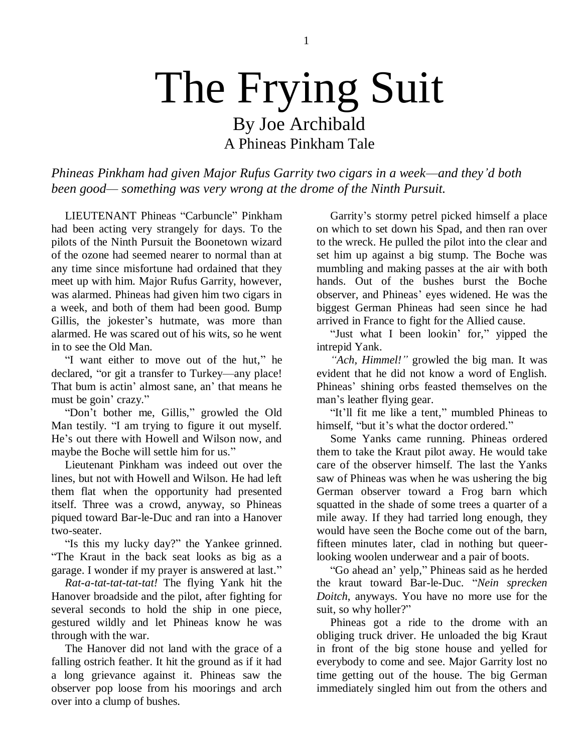# The Frying Suit

## By Joe Archibald
### A Phineas Pinkham Tale

*Phineas Pinkham had given Major Rufus Garrity two cigars in a week—and they'd both been good— something was very wrong at the drome of the Ninth Pursuit.*

LIEUTENANT Phineas "Carbuncle" Pinkham had been acting very strangely for days. To the pilots of the Ninth Pursuit the Boonetown wizard of the ozone had seemed nearer to normal than at any time since misfortune had ordained that they meet up with him. Major Rufus Garrity, however, was alarmed. Phineas had given him two cigars in a week, and both of them had been good. Bump Gillis, the jokester's hutmate, was more than alarmed. He was scared out of his wits, so he went in to see the Old Man.

"I want either to move out of the hut," he declared, "or git a transfer to Turkey—any place! That bum is actin' almost sane, an' that means he must be goin' crazy."

"Don't bother me, Gillis," growled the Old Man testily. "I am trying to figure it out myself. He's out there with Howell and Wilson now, and maybe the Boche will settle him for us."

Lieutenant Pinkham was indeed out over the lines, but not with Howell and Wilson. He had left them flat when the opportunity had presented itself. Three was a crowd, anyway, so Phineas piqued toward Bar-le-Duc and ran into a Hanover two-seater.

"Is this my lucky day?" the Yankee grinned. "The Kraut in the back seat looks as big as a garage. I wonder if my prayer is answered at last."

*Rat-a-tat-tat-tat-tat!* The flying Yank hit the Hanover broadside and the pilot, after fighting for several seconds to hold the ship in one piece, gestured wildly and let Phineas know he was through with the war.

The Hanover did not land with the grace of a falling ostrich feather. It hit the ground as if it had a long grievance against it. Phineas saw the observer pop loose from his moorings and arch over into a clump of bushes.

Garrity's stormy petrel picked himself a place on which to set down his Spad, and then ran over to the wreck. He pulled the pilot into the clear and set him up against a big stump. The Boche was mumbling and making passes at the air with both hands. Out of the bushes burst the Boche observer, and Phineas' eyes widened. He was the biggest German Phineas had seen since he had arrived in France to fight for the Allied cause.

"Just what I been lookin' for," yipped the intrepid Yank.

*"Ach, Himmel!"* growled the big man. It was evident that he did not know a word of English. Phineas' shining orbs feasted themselves on the man's leather flying gear.

"It'll fit me like a tent," mumbled Phineas to himself, "but it's what the doctor ordered."

Some Yanks came running. Phineas ordered them to take the Kraut pilot away. He would take care of the observer himself. The last the Yanks saw of Phineas was when he was ushering the big German observer toward a Frog barn which squatted in the shade of some trees a quarter of a mile away. If they had tarried long enough, they would have seen the Boche come out of the barn, fifteen minutes later, clad in nothing but queer-looking woolen underwear and a pair of boots.

"Go ahead an' yelp," Phineas said as he herded the kraut toward Bar-le-Duc. "*Nein sprecken Doitch*, anyways. You have no more use for the suit, so why holler?"

Phineas got a ride to the drome with an obliging truck driver. He unloaded the big Kraut in front of the big stone house and yelled for everybody to come and see. Major Garrity lost no time getting out of the house. The big German immediately singled him out from the others and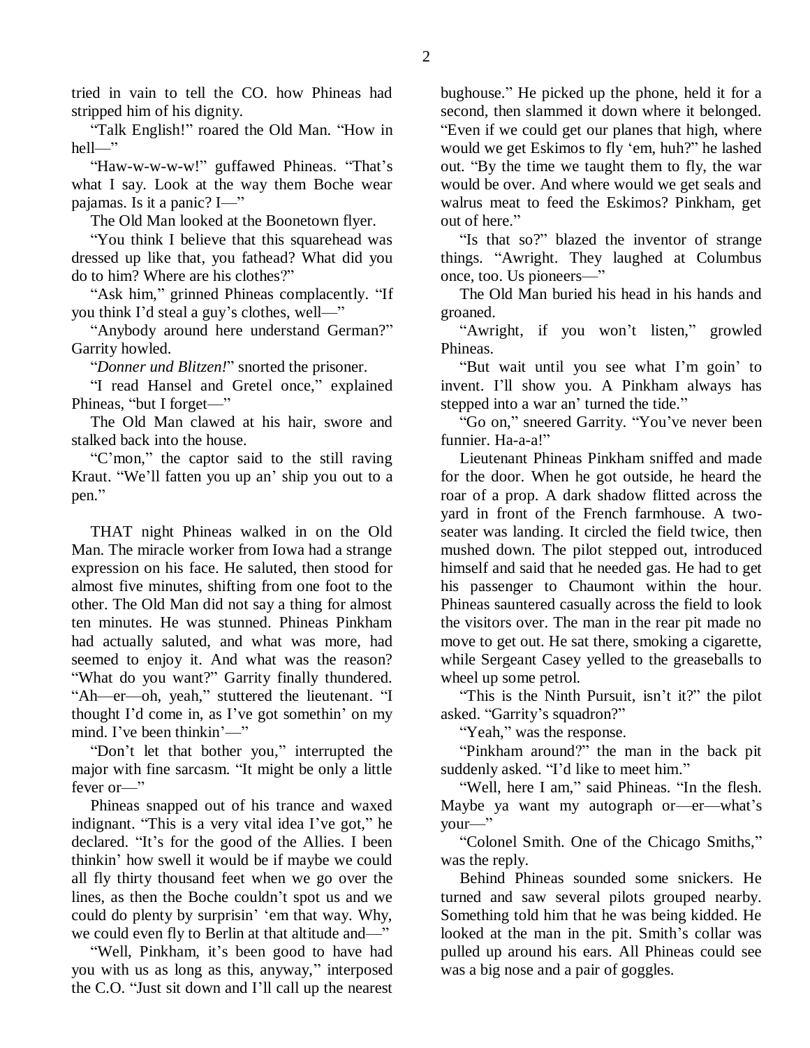tried in vain to tell the CO. how Phineas had stripped him of his dignity.

"Talk English!" roared the Old Man. "How in hell—"

"Haw-w-w-w-w!" guffawed Phineas. "That's what I say. Look at the way them Boche wear pajamas. Is it a panic? I—"

The Old Man looked at the Boonetown flyer.

"You think I believe that this squarehead was dressed up like that, you fathead? What did you do to him? Where are his clothes?"

"Ask him," grinned Phineas complacently. "If you think I'd steal a guy's clothes, well—"

"Anybody around here understand German?" Garrity howled.

"*Donner und Blitzen!*" snorted the prisoner.

"I read Hansel and Gretel once," explained Phineas, "but I forget—"

The Old Man clawed at his hair, swore and stalked back into the house.

"C'mon," the captor said to the still raving Kraut. "We'll fatten you up an' ship you out to a pen."

THAT night Phineas walked in on the Old Man. The miracle worker from Iowa had a strange expression on his face. He saluted, then stood for almost five minutes, shifting from one foot to the other. The Old Man did not say a thing for almost ten minutes. He was stunned. Phineas Pinkham had actually saluted, and what was more, had seemed to enjoy it. And what was the reason? "What do you want?" Garrity finally thundered. "Ah—er—oh, yeah," stuttered the lieutenant. "I thought I'd come in, as I've got somethin' on my mind. I've been thinkin'—"

"Don't let that bother you," interrupted the major with fine sarcasm. "It might be only a little fever or—"

Phineas snapped out of his trance and waxed indignant. "This is a very vital idea I've got," he declared. "It's for the good of the Allies. I been thinkin' how swell it would be if maybe we could all fly thirty thousand feet when we go over the lines, as then the Boche couldn't spot us and we could do plenty by surprisin' 'em that way. Why, we could even fly to Berlin at that altitude and—"

"Well, Pinkham, it's been good to have had you with us as long as this, anyway," interposed the C.O. "Just sit down and I'll call up the nearest bughouse." He picked up the phone, held it for a second, then slammed it down where it belonged. "Even if we could get our planes that high, where would we get Eskimos to fly 'em, huh?" he lashed out. "By the time we taught them to fly, the war would be over. And where would we get seals and walrus meat to feed the Eskimos? Pinkham, get out of here."

"Is that so?" blazed the inventor of strange things. "Awright. They laughed at Columbus once, too. Us pioneers—"

The Old Man buried his head in his hands and groaned.

"Awright, if you won't listen," growled Phineas.

"But wait until you see what I'm goin' to invent. I'll show you. A Pinkham always has stepped into a war an' turned the tide."

"Go on," sneered Garrity. "You've never been funnier. Ha-a-a!"

Lieutenant Phineas Pinkham sniffed and made for the door. When he got outside, he heard the roar of a prop. A dark shadow flitted across the yard in front of the French farmhouse. A two-seater was landing. It circled the field twice, then mushed down. The pilot stepped out, introduced himself and said that he needed gas. He had to get his passenger to Chaumont within the hour. Phineas sauntered casually across the field to look the visitors over. The man in the rear pit made no move to get out. He sat there, smoking a cigarette, while Sergeant Casey yelled to the greaseballs to wheel up some petrol.

"This is the Ninth Pursuit, isn't it?" the pilot asked. "Garrity's squadron?"

"Yeah," was the response.

"Pinkham around?" the man in the back pit suddenly asked. "I'd like to meet him."

"Well, here I am," said Phineas. "In the flesh. Maybe ya want my autograph or—er—what's your—"

"Colonel Smith. One of the Chicago Smiths," was the reply.

Behind Phineas sounded some snickers. He turned and saw several pilots grouped nearby. Something told him that he was being kidded. He looked at the man in the pit. Smith's collar was pulled up around his ears. All Phineas could see was a big nose and a pair of goggles.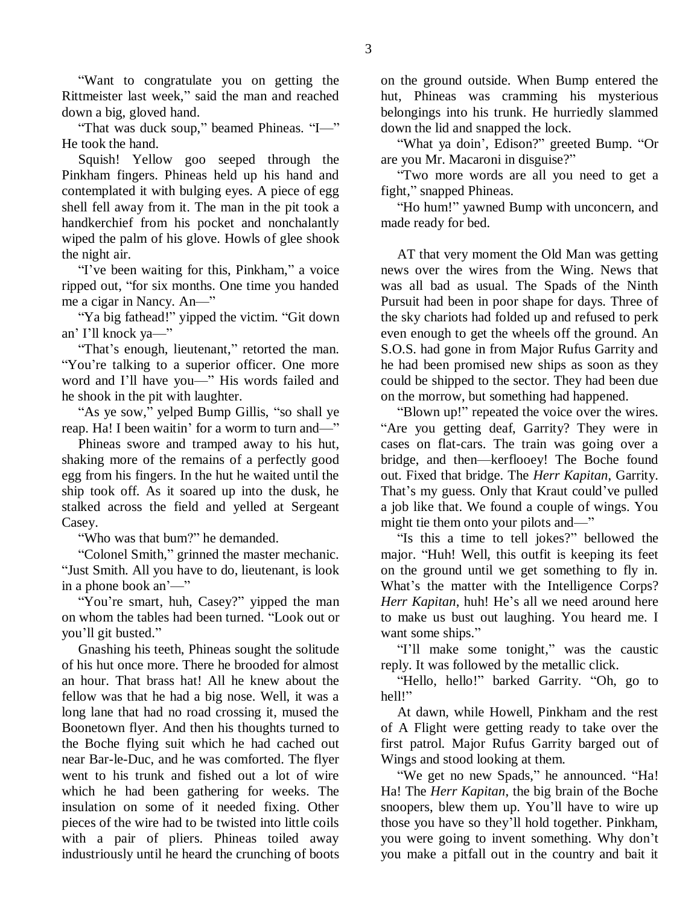"Want to congratulate you on getting the Rittmeister last week," said the man and reached down a big, gloved hand.

"That was duck soup," beamed Phineas. "I—" He took the hand.

Squish! Yellow goo seeped through the Pinkham fingers. Phineas held up his hand and contemplated it with bulging eyes. A piece of egg shell fell away from it. The man in the pit took a handkerchief from his pocket and nonchalantly wiped the palm of his glove. Howls of glee shook the night air.

"I've been waiting for this, Pinkham," a voice ripped out, "for six months. One time you handed me a cigar in Nancy. An—"

"Ya big fathead!" yipped the victim. "Git down an' I'll knock ya—"

"That's enough, lieutenant," retorted the man. "You're talking to a superior officer. One more word and I'll have you—" His words failed and he shook in the pit with laughter.

"As ye sow," yelped Bump Gillis, "so shall ye reap. Ha! I been waitin' for a worm to turn and—"

Phineas swore and tramped away to his hut, shaking more of the remains of a perfectly good egg from his fingers. In the hut he waited until the ship took off. As it soared up into the dusk, he stalked across the field and yelled at Sergeant Casey.

"Who was that bum?" he demanded.

"Colonel Smith," grinned the master mechanic. "Just Smith. All you have to do, lieutenant, is look in a phone book an'—"

"You're smart, huh, Casey?" yipped the man on whom the tables had been turned. "Look out or you'll git busted."

Gnashing his teeth, Phineas sought the solitude of his hut once more. There he brooded for almost an hour. That brass hat! All he knew about the fellow was that he had a big nose. Well, it was a long lane that had no road crossing it, mused the Boonetown flyer. And then his thoughts turned to the Boche flying suit which he had cached out near Bar-le-Duc, and he was comforted. The flyer went to his trunk and fished out a lot of wire which he had been gathering for weeks. The insulation on some of it needed fixing. Other pieces of the wire had to be twisted into little coils with a pair of pliers. Phineas toiled away industriously until he heard the crunching of boots on the ground outside. When Bump entered the hut, Phineas was cramming his mysterious belongings into his trunk. He hurriedly slammed down the lid and snapped the lock.

"What ya doin', Edison?" greeted Bump. "Or are you Mr. Macaroni in disguise?"

"Two more words are all you need to get a fight," snapped Phineas.

"Ho hum!" yawned Bump with unconcern, and made ready for bed.

AT that very moment the Old Man was getting news over the wires from the Wing. News that was all bad as usual. The Spads of the Ninth Pursuit had been in poor shape for days. Three of the sky chariots had folded up and refused to perk even enough to get the wheels off the ground. An S.O.S. had gone in from Major Rufus Garrity and he had been promised new ships as soon as they could be shipped to the sector. They had been due on the morrow, but something had happened.

"Blown up!" repeated the voice over the wires. "Are you getting deaf, Garrity? They were in cases on flat-cars. The train was going over a bridge, and then—kerflooey! The Boche found out. Fixed that bridge. The *Herr Kapitan*, Garrity. That's my guess. Only that Kraut could've pulled a job like that. We found a couple of wings. You might tie them onto your pilots and—"

"Is this a time to tell jokes?" bellowed the major. "Huh! Well, this outfit is keeping its feet on the ground until we get something to fly in. What's the matter with the Intelligence Corps? *Herr Kapitan*, huh! He's all we need around here to make us bust out laughing. You heard me. I want some ships."

"I'll make some tonight," was the caustic reply. It was followed by the metallic click.

"Hello, hello!" barked Garrity. "Oh, go to hell!"

At dawn, while Howell, Pinkham and the rest of A Flight were getting ready to take over the first patrol. Major Rufus Garrity barged out of Wings and stood looking at them.

"We get no new Spads," he announced. "Ha! Ha! The *Herr Kapitan*, the big brain of the Boche snoopers, blew them up. You'll have to wire up those you have so they'll hold together. Pinkham, you were going to invent something. Why don't you make a pitfall out in the country and bait it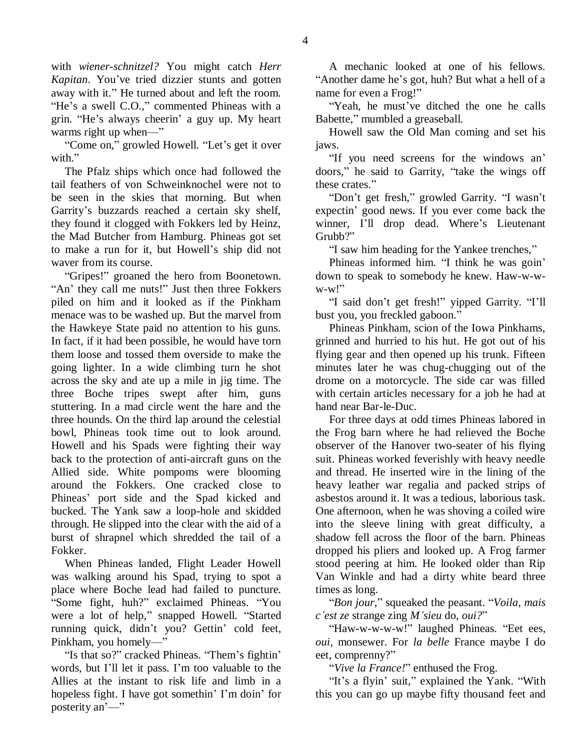with *wiener-schnitzel?* You might catch *Herr Kapitan*. You've tried dizzier stunts and gotten away with it." He turned about and left the room. "He's a swell C.O.," commented Phineas with a grin. "He's always cheerin' a guy up. My heart warms right up when—"

"Come on," growled Howell. "Let's get it over with."

The Pfalz ships which once had followed the tail feathers of von Schweinknochel were not to be seen in the skies that morning. But when Garrity's buzzards reached a certain sky shelf, they found it clogged with Fokkers led by Heinz, the Mad Butcher from Hamburg. Phineas got set to make a run for it, but Howell's ship did not waver from its course.

"Gripes!" groaned the hero from Boonetown. "An' they call me nuts!" Just then three Fokkers piled on him and it looked as if the Pinkham menace was to be washed up. But the marvel from the Hawkeye State paid no attention to his guns. In fact, if it had been possible, he would have torn them loose and tossed them overside to make the going lighter. In a wide climbing turn he shot across the sky and ate up a mile in jig time. The three Boche tripes swept after him, guns stuttering. In a mad circle went the hare and the three hounds. On the third lap around the celestial bowl, Phineas took time out to look around. Howell and his Spads were fighting their way back to the protection of anti-aircraft guns on the Allied side. White pompoms were blooming around the Fokkers. One cracked close to Phineas' port side and the Spad kicked and bucked. The Yank saw a loop-hole and skidded through. He slipped into the clear with the aid of a burst of shrapnel which shredded the tail of a Fokker.

When Phineas landed, Flight Leader Howell was walking around his Spad, trying to spot a place where Boche lead had failed to puncture. "Some fight, huh?" exclaimed Phineas. "You were a lot of help," snapped Howell. "Started running quick, didn't you? Gettin' cold feet, Pinkham, you homely—"

"Is that so?" cracked Phineas. "Them's fightin' words, but I'll let it pass. I'm too valuable to the Allies at the instant to risk life and limb in a hopeless fight. I have got somethin' I'm doin' for posterity an'—"

A mechanic looked at one of his fellows. "Another dame he's got, huh? But what a hell of a name for even a Frog!"

"Yeah, he must've ditched the one he calls Babette," mumbled a greaseball.

Howell saw the Old Man coming and set his jaws.

"If you need screens for the windows an' doors," he said to Garrity, "take the wings off these crates."

"Don't get fresh," growled Garrity. "I wasn't expectin' good news. If you ever come back the winner, I'll drop dead. Where's Lieutenant Grubb?"

"I saw him heading for the Yankee trenches,"

Phineas informed him. "I think he was goin' down to speak to somebody he knew. Haw-w-w-w-w!"

"I said don't get fresh!" yipped Garrity. "I'll bust you, you freckled gaboon."

Phineas Pinkham, scion of the Iowa Pinkhams, grinned and hurried to his hut. He got out of his flying gear and then opened up his trunk. Fifteen minutes later he was chug-chugging out of the drome on a motorcycle. The side car was filled with certain articles necessary for a job he had at hand near Bar-le-Duc.

For three days at odd times Phineas labored in the Frog barn where he had relieved the Boche observer of the Hanover two-seater of his flying suit. Phineas worked feverishly with heavy needle and thread. He inserted wire in the lining of the heavy leather war regalia and packed strips of asbestos around it. It was a tedious, laborious task. One afternoon, when he was shoving a coiled wire into the sleeve lining with great difficulty, a shadow fell across the floor of the barn. Phineas dropped his pliers and looked up. A Frog farmer stood peering at him. He looked older than Rip Van Winkle and had a dirty white beard three times as long.

"*Bon jour*," squeaked the peasant. "*Voila, mais c'est ze* strange zing *M'sieu* do, *oui?*"

"Haw-w-w-w-w!" laughed Phineas. "Eet ees, *oui*, monsewer. For *la belle* France maybe I do eet, comprenny?"

"*Vive la France!*" enthused the Frog.

"It's a flyin' suit," explained the Yank. "With this you can go up maybe fifty thousand feet and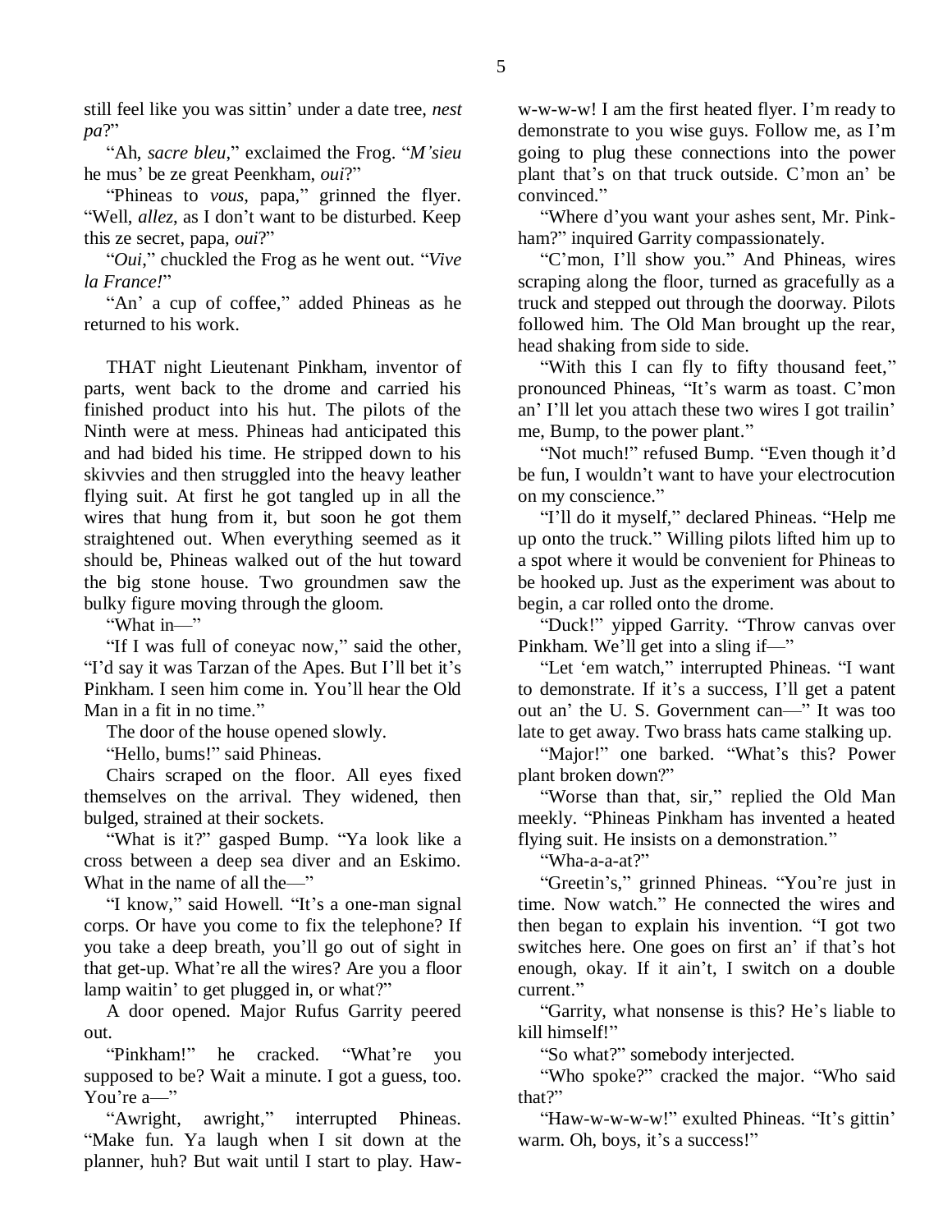still feel like you was sittin' under a date tree, *nest pa*?"

"Ah, *sacre bleu*," exclaimed the Frog. "*M'sieu* he mus' be ze great Peenkham, *oui*?"

"Phineas to *vous*, papa," grinned the flyer. "Well, *allez*, as I don't want to be disturbed. Keep this ze secret, papa, *oui*?"

"*Oui*," chuckled the Frog as he went out. "*Vive la France!*"

"An' a cup of coffee," added Phineas as he returned to his work.

THAT night Lieutenant Pinkham, inventor of parts, went back to the drome and carried his finished product into his hut. The pilots of the Ninth were at mess. Phineas had anticipated this and had bided his time. He stripped down to his skivvies and then struggled into the heavy leather flying suit. At first he got tangled up in all the wires that hung from it, but soon he got them straightened out. When everything seemed as it should be, Phineas walked out of the hut toward the big stone house. Two groundmen saw the bulky figure moving through the gloom.

"What in—"

"If I was full of coneyac now," said the other, "I'd say it was Tarzan of the Apes. But I'll bet it's Pinkham. I seen him come in. You'll hear the Old Man in a fit in no time."

The door of the house opened slowly.

"Hello, bums!" said Phineas.

Chairs scraped on the floor. All eyes fixed themselves on the arrival. They widened, then bulged, strained at their sockets.

"What is it?" gasped Bump. "Ya look like a cross between a deep sea diver and an Eskimo. What in the name of all the—"

"I know," said Howell. "It's a one-man signal corps. Or have you come to fix the telephone? If you take a deep breath, you'll go out of sight in that get-up. What're all the wires? Are you a floor lamp waitin' to get plugged in, or what?"

A door opened. Major Rufus Garrity peered out.

"Pinkham!" he cracked. "What're you supposed to be? Wait a minute. I got a guess, too. You're a—"

"Awright, awright," interrupted Phineas. "Make fun. Ya laugh when I sit down at the planner, huh? But wait until I start to play. Haw-w-w-w-w! I am the first heated flyer. I'm ready to demonstrate to you wise guys. Follow me, as I'm going to plug these connections into the power plant that's on that truck outside. C'mon an' be convinced."

"Where d'you want your ashes sent, Mr. Pinkham?" inquired Garrity compassionately.

"C'mon, I'll show you." And Phineas, wires scraping along the floor, turned as gracefully as a truck and stepped out through the doorway. Pilots followed him. The Old Man brought up the rear, head shaking from side to side.

"With this I can fly to fifty thousand feet," pronounced Phineas, "It's warm as toast. C'mon an' I'll let you attach these two wires I got trailin' me, Bump, to the power plant."

"Not much!" refused Bump. "Even though it'd be fun, I wouldn't want to have your electrocution on my conscience."

"I'll do it myself," declared Phineas. "Help me up onto the truck." Willing pilots lifted him up to a spot where it would be convenient for Phineas to be hooked up. Just as the experiment was about to begin, a car rolled onto the drome.

"Duck!" yipped Garrity. "Throw canvas over Pinkham. We'll get into a sling if—"

"Let 'em watch," interrupted Phineas. "I want to demonstrate. If it's a success, I'll get a patent out an' the U. S. Government can—" It was too late to get away. Two brass hats came stalking up.

"Major!" one barked. "What's this? Power plant broken down?"

"Worse than that, sir," replied the Old Man meekly. "Phineas Pinkham has invented a heated flying suit. He insists on a demonstration."

"Wha-a-a-at?"

"Greetin's," grinned Phineas. "You're just in time. Now watch." He connected the wires and then began to explain his invention. "I got two switches here. One goes on first an' if that's hot enough, okay. If it ain't, I switch on a double current."

"Garrity, what nonsense is this? He's liable to kill himself!"

"So what?" somebody interjected.

"Who spoke?" cracked the major. "Who said that?"

"Haw-w-w-w-w!" exulted Phineas. "It's gittin' warm. Oh, boys, it's a success!"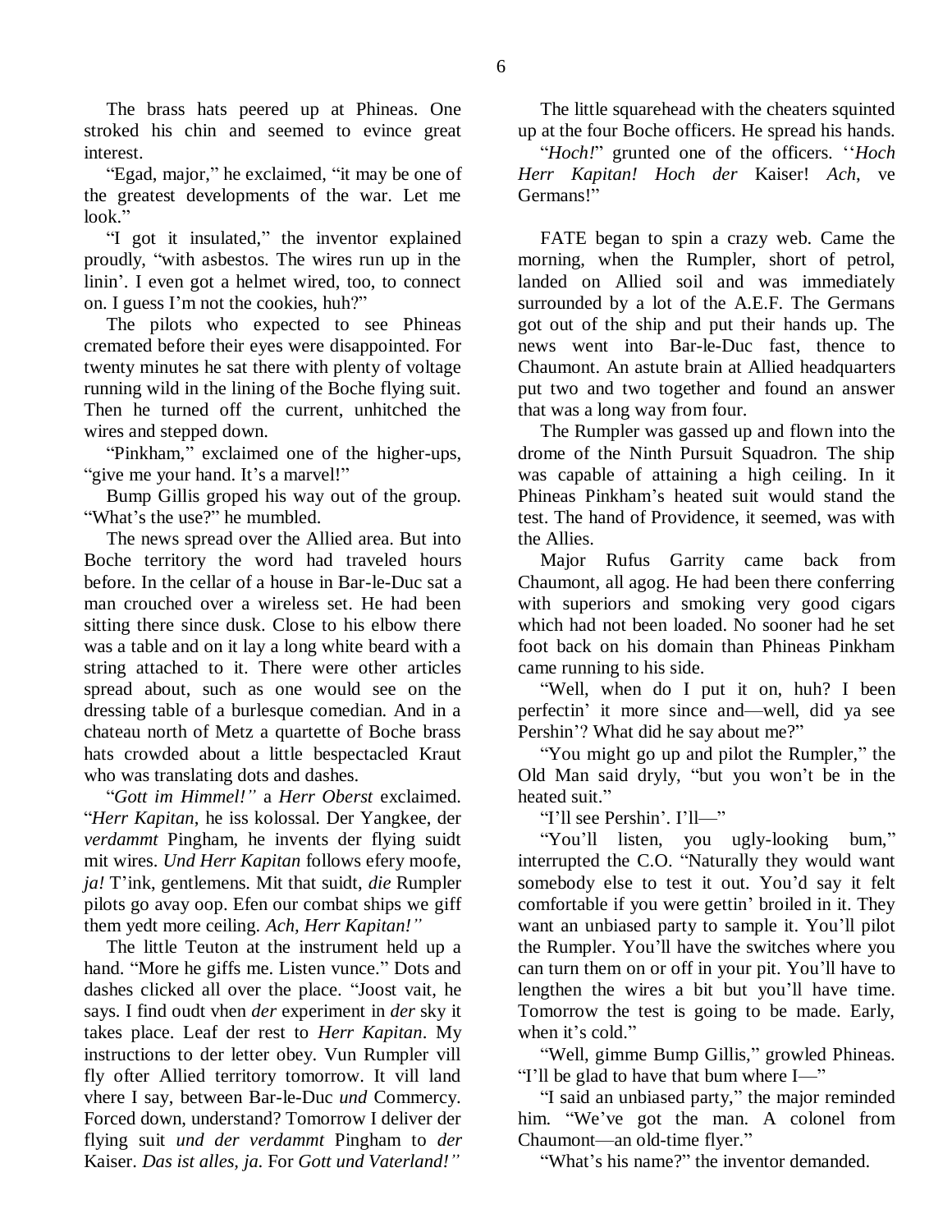The brass hats peered up at Phineas. One stroked his chin and seemed to evince great interest.

"Egad, major," he exclaimed, "it may be one of the greatest developments of the war. Let me look."

"I got it insulated," the inventor explained proudly, "with asbestos. The wires run up in the linin'. I even got a helmet wired, too, to connect on. I guess I'm not the cookies, huh?"

The pilots who expected to see Phineas cremated before their eyes were disappointed. For twenty minutes he sat there with plenty of voltage running wild in the lining of the Boche flying suit. Then he turned off the current, unhitched the wires and stepped down.

"Pinkham," exclaimed one of the higher-ups, "give me your hand. It's a marvel!"

Bump Gillis groped his way out of the group. "What's the use?" he mumbled.

The news spread over the Allied area. But into Boche territory the word had traveled hours before. In the cellar of a house in Bar-le-Duc sat a man crouched over a wireless set. He had been sitting there since dusk. Close to his elbow there was a table and on it lay a long white beard with a string attached to it. There were other articles spread about, such as one would see on the dressing table of a burlesque comedian. And in a chateau north of Metz a quartette of Boche brass hats crowded about a little bespectacled Kraut who was translating dots and dashes.

"*Gott im Himmel!"* a *Herr Oberst* exclaimed. "*Herr Kapitan*, he iss kolossal. Der Yangkee, der *verdammt* Pingham, he invents der flying suidt mit wires. *Und Herr Kapitan* follows efery moofe, *ja!* T'ink, gentlemens. Mit that suidt, *die* Rumpler pilots go avay oop. Efen our combat ships we giff them yedt more ceiling. *Ach, Herr Kapitan!"*

The little Teuton at the instrument held up a hand. "More he giffs me. Listen vunce." Dots and dashes clicked all over the place. "Joost vait, he says. I find oudt vhen *der* experiment in *der* sky it takes place. Leaf der rest to *Herr Kapitan*. My instructions to der letter obey. Vun Rumpler vill fly ofter Allied territory tomorrow. It vill land vhere I say, between Bar-le-Duc *und* Commercy. Forced down, understand? Tomorrow I deliver der flying suit *und der verdammt* Pingham to *der* Kaiser. *Das ist alles, ja*. For *Gott und Vaterland!"*

The little squarehead with the cheaters squinted up at the four Boche officers. He spread his hands.

"*Hoch!*" grunted one of the officers. "*Hoch Herr Kapitan! Hoch der* Kaiser! *Ach*, ve Germans!"

FATE began to spin a crazy web. Came the morning, when the Rumpler, short of petrol, landed on Allied soil and was immediately surrounded by a lot of the A.E.F. The Germans got out of the ship and put their hands up. The news went into Bar-le-Duc fast, thence to Chaumont. An astute brain at Allied headquarters put two and two together and found an answer that was a long way from four.

The Rumpler was gassed up and flown into the drome of the Ninth Pursuit Squadron. The ship was capable of attaining a high ceiling. In it Phineas Pinkham's heated suit would stand the test. The hand of Providence, it seemed, was with the Allies.

Major Rufus Garrity came back from Chaumont, all agog. He had been there conferring with superiors and smoking very good cigars which had not been loaded. No sooner had he set foot back on his domain than Phineas Pinkham came running to his side.

"Well, when do I put it on, huh? I been perfectin' it more since and—well, did ya see Pershin'? What did he say about me?"

"You might go up and pilot the Rumpler," the Old Man said dryly, "but you won't be in the heated suit."

"I'll see Pershin'. I'll—"

"You'll listen, you ugly-looking bum," interrupted the C.O. "Naturally they would want somebody else to test it out. You'd say it felt comfortable if you were gettin' broiled in it. They want an unbiased party to sample it. You'll pilot the Rumpler. You'll have the switches where you can turn them on or off in your pit. You'll have to lengthen the wires a bit but you'll have time. Tomorrow the test is going to be made. Early, when it's cold."

"Well, gimme Bump Gillis," growled Phineas. "I'll be glad to have that bum where I—"

"I said an unbiased party," the major reminded him. "We've got the man. A colonel from Chaumont—an old-time flyer."

"What's his name?" the inventor demanded.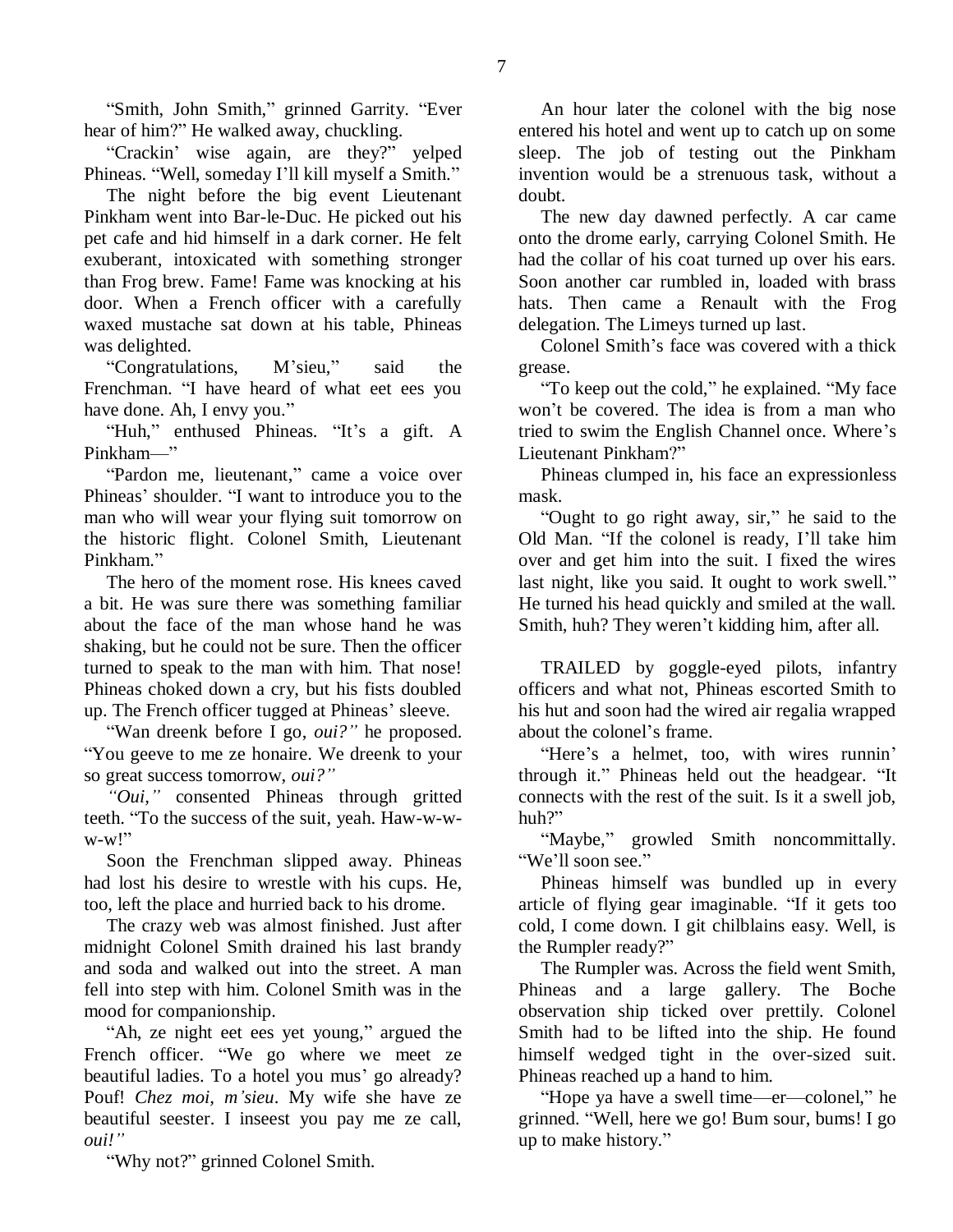"Smith, John Smith," grinned Garrity. "Ever hear of him?" He walked away, chuckling.

"Crackin' wise again, are they?" yelped Phineas. "Well, someday I'll kill myself a Smith."

The night before the big event Lieutenant Pinkham went into Bar-le-Duc. He picked out his pet cafe and hid himself in a dark corner. He felt exuberant, intoxicated with something stronger than Frog brew. Fame! Fame was knocking at his door. When a French officer with a carefully waxed mustache sat down at his table, Phineas was delighted.

"Congratulations, M'sieu," said the Frenchman. "I have heard of what eet ees you have done. Ah, I envy you."

"Huh," enthused Phineas. "It's a gift. A Pinkham—"

"Pardon me, lieutenant," came a voice over Phineas' shoulder. "I want to introduce you to the man who will wear your flying suit tomorrow on the historic flight. Colonel Smith, Lieutenant Pinkham."

The hero of the moment rose. His knees caved a bit. He was sure there was something familiar about the face of the man whose hand he was shaking, but he could not be sure. Then the officer turned to speak to the man with him. That nose! Phineas choked down a cry, but his fists doubled up. The French officer tugged at Phineas' sleeve.

"Wan dreenk before I go, *oui?"* he proposed. "You geeve to me ze honaire. We dreenk to your so great success tomorrow, *oui?"*

*"Oui,"* consented Phineas through gritted teeth. "To the success of the suit, yeah. Haw-w-w-w-w!"

Soon the Frenchman slipped away. Phineas had lost his desire to wrestle with his cups. He, too, left the place and hurried back to his drome.

The crazy web was almost finished. Just after midnight Colonel Smith drained his last brandy and soda and walked out into the street. A man fell into step with him. Colonel Smith was in the mood for companionship.

"Ah, ze night eet ees yet young," argued the French officer. "We go where we meet ze beautiful ladies. To a hotel you mus' go already? Pouf! *Chez moi, m'sieu*. My wife she have ze beautiful seester. I inseest you pay me ze call, *oui!"*

"Why not?" grinned Colonel Smith.

An hour later the colonel with the big nose entered his hotel and went up to catch up on some sleep. The job of testing out the Pinkham invention would be a strenuous task, without a doubt.

The new day dawned perfectly. A car came onto the drome early, carrying Colonel Smith. He had the collar of his coat turned up over his ears. Soon another car rumbled in, loaded with brass hats. Then came a Renault with the Frog delegation. The Limeys turned up last.

Colonel Smith's face was covered with a thick grease.

"To keep out the cold," he explained. "My face won't be covered. The idea is from a man who tried to swim the English Channel once. Where's Lieutenant Pinkham?"

Phineas clumped in, his face an expressionless mask.

"Ought to go right away, sir," he said to the Old Man. "If the colonel is ready, I'll take him over and get him into the suit. I fixed the wires last night, like you said. It ought to work swell." He turned his head quickly and smiled at the wall. Smith, huh? They weren't kidding him, after all.

TRAILED by goggle-eyed pilots, infantry officers and what not, Phineas escorted Smith to his hut and soon had the wired air regalia wrapped about the colonel's frame.

"Here's a helmet, too, with wires runnin' through it." Phineas held out the headgear. "It connects with the rest of the suit. Is it a swell job, huh?"

"Maybe," growled Smith noncommittally. "We'll soon see."

Phineas himself was bundled up in every article of flying gear imaginable. "If it gets too cold, I come down. I git chilblains easy. Well, is the Rumpler ready?"

The Rumpler was. Across the field went Smith, Phineas and a large gallery. The Boche observation ship ticked over prettily. Colonel Smith had to be lifted into the ship. He found himself wedged tight in the over-sized suit. Phineas reached up a hand to him.

"Hope ya have a swell time—er—colonel," he grinned. "Well, here we go! Bum sour, bums! I go up to make history."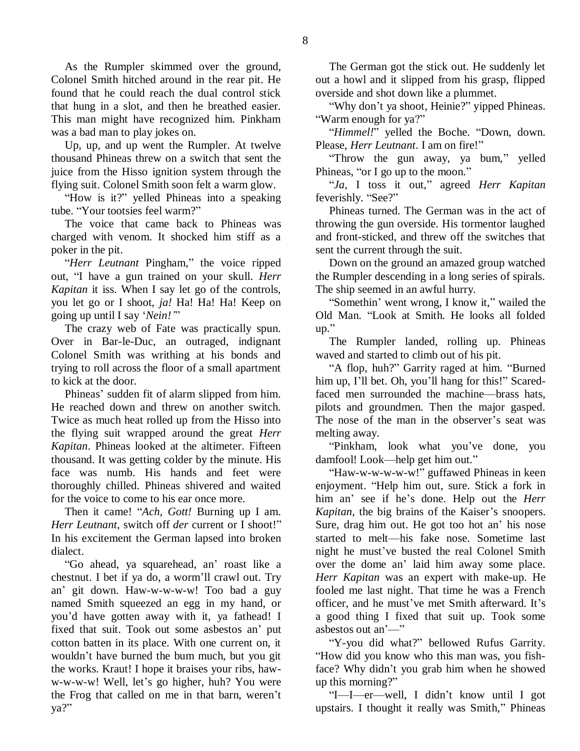As the Rumpler skimmed over the ground, Colonel Smith hitched around in the rear pit. He found that he could reach the dual control stick that hung in a slot, and then he breathed easier. This man might have recognized him. Pinkham was a bad man to play jokes on.

Up, up, and up went the Rumpler. At twelve thousand Phineas threw on a switch that sent the juice from the Hisso ignition system through the flying suit. Colonel Smith soon felt a warm glow.

"How is it?" yelled Phineas into a speaking tube. "Your tootsies feel warm?"

The voice that came back to Phineas was charged with venom. It shocked him stiff as a poker in the pit.

"*Herr Leutnant* Pingham," the voice ripped out, "I have a gun trained on your skull. *Herr Kapitan* it iss. When I say let go of the controls, you let go or I shoot, *ja!* Ha! Ha! Ha! Keep on going up until I say '*Nein!*'"

The crazy web of Fate was practically spun. Over in Bar-le-Duc, an outraged, indignant Colonel Smith was writhing at his bonds and trying to roll across the floor of a small apartment to kick at the door.

Phineas' sudden fit of alarm slipped from him. He reached down and threw on another switch. Twice as much heat rolled up from the Hisso into the flying suit wrapped around the great *Herr Kapitan*. Phineas looked at the altimeter. Fifteen thousand. It was getting colder by the minute. His face was numb. His hands and feet were thoroughly chilled. Phineas shivered and waited for the voice to come to his ear once more.

Then it came! "*Ach, Gott!* Burning up I am. *Herr Leutnant*, switch off *der* current or I shoot!" In his excitement the German lapsed into broken dialect.

"Go ahead, ya squarehead, an' roast like a chestnut. I bet if ya do, a worm'll crawl out. Try an' git down. Haw-w-w-w-w! Too bad a guy named Smith squeezed an egg in my hand, or you'd have gotten away with it, ya fathead! I fixed that suit. Took out some asbestos an' put cotton batten in its place. With one current on, it wouldn't have burned the bum much, but you git the works. Kraut! I hope it braises your ribs, haw-w-w-w-w! Well, let's go higher, huh? You were the Frog that called on me in that barn, weren't ya?"

The German got the stick out. He suddenly let out a howl and it slipped from his grasp, flipped overside and shot down like a plummet.

"Why don't ya shoot, Heinie?" yipped Phineas. "Warm enough for ya?"

"*Himmel!*" yelled the Boche. "Down, down. Please, *Herr Leutnant*. I am on fire!"

"Throw the gun away, ya bum," yelled Phineas, "or I go up to the moon."

"*Ja*, I toss it out," agreed *Herr Kapitan* feverishly. "See?"

Phineas turned. The German was in the act of throwing the gun overside. His tormentor laughed and front-sticked, and threw off the switches that sent the current through the suit.

Down on the ground an amazed group watched the Rumpler descending in a long series of spirals. The ship seemed in an awful hurry.

"Somethin' went wrong, I know it," wailed the Old Man. "Look at Smith. He looks all folded up."

The Rumpler landed, rolling up. Phineas waved and started to climb out of his pit.

"A flop, huh?" Garrity raged at him. "Burned him up, I'll bet. Oh, you'll hang for this!" Scared-faced men surrounded the machine—brass hats, pilots and groundmen. Then the major gasped. The nose of the man in the observer's seat was melting away.

"Pinkham, look what you've done, you damfool! Look—help get him out."

"Haw-w-w-w-w-w!" guffawed Phineas in keen enjoyment. "Help him out, sure. Stick a fork in him an' see if he's done. Help out the *Herr Kapitan*, the big brains of the Kaiser's snoopers. Sure, drag him out. He got too hot an' his nose started to melt—his fake nose. Sometime last night he must've busted the real Colonel Smith over the dome an' laid him away some place. *Herr Kapitan* was an expert with make-up. He fooled me last night. That time he was a French officer, and he must've met Smith afterward. It's a good thing I fixed that suit up. Took some asbestos out an'—"

"Y-you did what?" bellowed Rufus Garrity. "How did you know who this man was, you fish-face? Why didn't you grab him when he showed up this morning?"

"I—I—er—well, I didn't know until I got upstairs. I thought it really was Smith," Phineas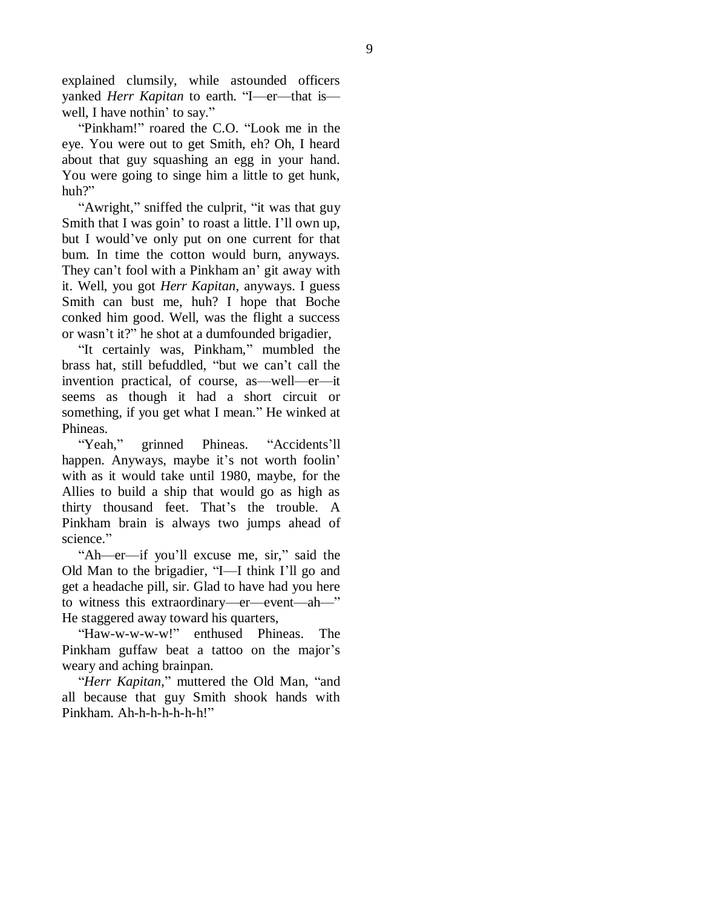explained clumsily, while astounded officers yanked *Herr Kapitan* to earth. "I—er—that is—well, I have nothin' to say."

"Pinkham!" roared the C.O. "Look me in the eye. You were out to get Smith, eh? Oh, I heard about that guy squashing an egg in your hand. You were going to singe him a little to get hunk, huh?"

"Awright," sniffed the culprit, "it was that guy Smith that I was goin' to roast a little. I'll own up, but I would've only put on one current for that bum. In time the cotton would burn, anyways. They can't fool with a Pinkham an' git away with it. Well, you got *Herr Kapitan*, anyways. I guess Smith can bust me, huh? I hope that Boche conked him good. Well, was the flight a success or wasn't it?" he shot at a dumfounded brigadier,

"It certainly was, Pinkham," mumbled the brass hat, still befuddled, "but we can't call the invention practical, of course, as—well—er—it seems as though it had a short circuit or something, if you get what I mean." He winked at Phineas.

"Yeah," grinned Phineas. "Accidents'll happen. Anyways, maybe it's not worth foolin' with as it would take until 1980, maybe, for the Allies to build a ship that would go as high as thirty thousand feet. That's the trouble. A Pinkham brain is always two jumps ahead of science."

"Ah—er—if you'll excuse me, sir," said the Old Man to the brigadier, "I—I think I'll go and get a headache pill, sir. Glad to have had you here to witness this extraordinary—er—event—ah—" He staggered away toward his quarters,

"Haw-w-w-w-w!" enthused Phineas. The Pinkham guffaw beat a tattoo on the major's weary and aching brainpan.

"*Herr Kapitan*," muttered the Old Man, "and all because that guy Smith shook hands with Pinkham. Ah-h-h-h-h-h!"